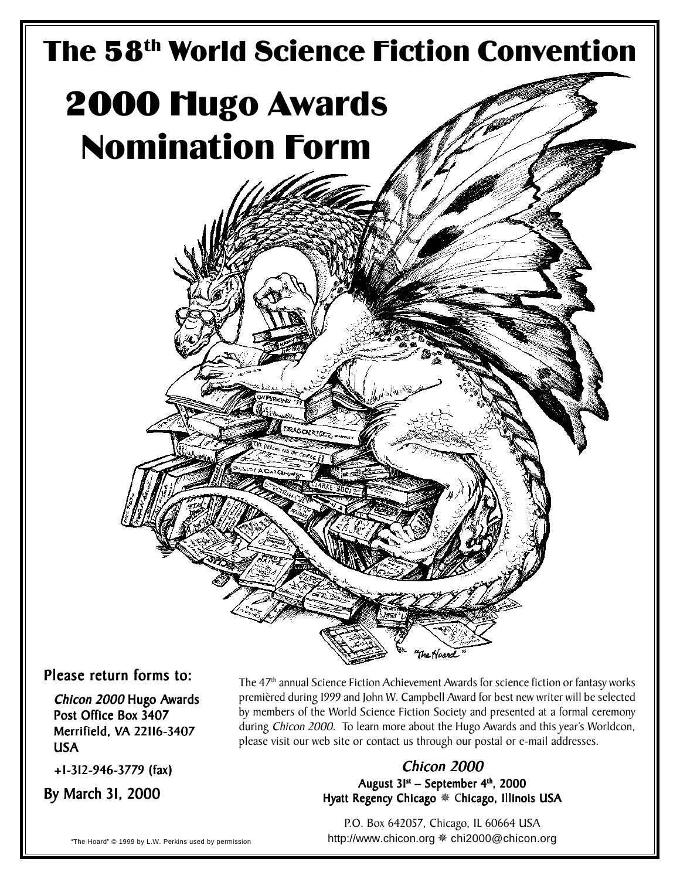# The 58th World Science Fiction Convention

# 2000 Hugo Awards Nomination Form

**Please return forms to:**

*Chicon 2000* **Hugo Awards**
**Post Office Box 3407**
**Merrifield, VA 22116-3407**
**USA**

**+1-312-946-3779 (fax)**

**By March 31, 2000**

The 47th annual Science Fiction Achievement Awards for science fiction or fantasy works premièred during 1999 and John W. Campbell Award for best new writer will be selected by members of the World Science Fiction Society and presented at a formal ceremony during *Chicon 2000*. To learn more about the Hugo Awards and this year's Worldcon, please visit our web site or contact us through our postal or e-mail addresses.

*Chicon 2000*

**August 31st – September 4th, 2000**
**Hyatt Regency Chicago ❋ Chicago, Illinois USA**

P.O. Box 642057, Chicago, IL 60664 USA
http://www.chicon.org ❋ chi2000@chicon.org

"The Hoard" © 1999 by L.W. Perkins used by permission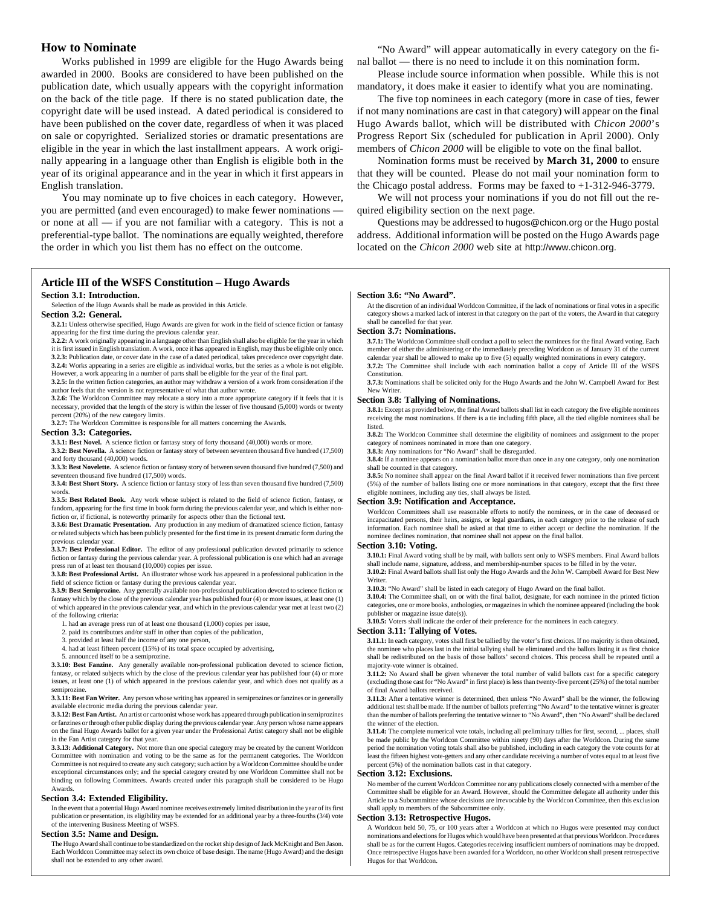## How to Nominate

Works published in 1999 are eligible for the Hugo Awards being awarded in 2000. Books are considered to have been published on the publication date, which usually appears with the copyright information on the back of the title page. If there is no stated publication date, the copyright date will be used instead. A dated periodical is considered to have been published on the cover date, regardless of when it was placed on sale or copyrighted. Serialized stories or dramatic presentations are eligible in the year in which the last installment appears. A work originally appearing in a language other than English is eligible both in the year of its original appearance and in the year in which it first appears in English translation.

You may nominate up to five choices in each category. However, you are permitted (and even encouraged) to make fewer nominations — or none at all — if you are not familiar with a category. This is not a preferential-type ballot. The nominations are equally weighted, therefore the order in which you list them has no effect on the outcome.

"No Award" will appear automatically in every category on the final ballot — there is no need to include it on this nomination form.

Please include source information when possible. While this is not mandatory, it does make it easier to identify what you are nominating.

The five top nominees in each category (more in case of ties, fewer if not many nominations are cast in that category) will appear on the final Hugo Awards ballot, which will be distributed with *Chicon 2000*'s Progress Report Six (scheduled for publication in April 2000). Only members of *Chicon 2000* will be eligible to vote on the final ballot.

Nomination forms must be received by **March 31, 2000** to ensure that they will be counted. Please do not mail your nomination form to the Chicago postal address. Forms may be faxed to +1-312-946-3779.

We will not process your nominations if you do not fill out the required eligibility section on the next page.

Questions may be addressed to hugos@chicon.org or the Hugo postal address. Additional information will be posted on the Hugo Awards page located on the *Chicon 2000* web site at http://www.chicon.org.

## Article III of the WSFS Constitution – Hugo Awards

### Section 3.1: Introduction.

Selection of the Hugo Awards shall be made as provided in this Article.

### Section 3.2: General.

**3.2.1:** Unless otherwise specified, Hugo Awards are given for work in the field of science fiction or fantasy appearing for the first time during the previous calendar year.

**3.2.2:** A work originally appearing in a language other than English shall also be eligible for the year in which it is first issued in English translation. A work, once it has appeared in English, may thus be eligible only once.

**3.2.3:** Publication date, or cover date in the case of a dated periodical, takes precedence over copyright date.

**3.2.4:** Works appearing in a series are eligible as individual works, but the series as a whole is not eligible. However, a work appearing in a number of parts shall be eligible for the year of the final part.

**3.2.5:** In the written fiction categories, an author may withdraw a version of a work from consideration if the author feels that the version is not representative of what that author wrote.

**3.2.6:** The Worldcon Committee may relocate a story into a more appropriate category if it feels that it is necessary, provided that the length of the story is within the lesser of five thousand (5,000) words or twenty percent (20%) of the new category limits.

**3.2.7:** The Worldcon Committee is responsible for all matters concerning the Awards.

### Section 3.3: Categories.

**3.3.1: Best Novel.** A science fiction or fantasy story of forty thousand (40,000) words or more.

**3.3.2: Best Novella.** A science fiction or fantasy story of between seventeen thousand five hundred (17,500) and forty thousand (40,000) words.

**3.3.3: Best Novelette.** A science fiction or fantasy story of between seven thousand five hundred (7,500) and seventeen thousand five hundred (17,500) words.

**3.3.4: Best Short Story.** A science fiction or fantasy story of less than seven thousand five hundred (7,500) words.

**3.3.5: Best Related Book.** Any work whose subject is related to the field of science fiction, fantasy, or fandom, appearing for the first time in book form during the previous calendar year, and which is either non-fiction or, if fictional, is noteworthy primarily for aspects other than the fictional text.

**3.3.6: Best Dramatic Presentation.** Any production in any medium of dramatized science fiction, fantasy or related subjects which has been publicly presented for the first time in its present dramatic form during the previous calendar year.

**3.3.7: Best Professional Editor.** The editor of any professional publication devoted primarily to science fiction or fantasy during the previous calendar year. A professional publication is one which had an average press run of at least ten thousand (10,000) copies per issue.

**3.3.8: Best Professional Artist.** An illustrator whose work has appeared in a professional publication in the field of science fiction or fantasy during the previous calendar year.

**3.3.9: Best Semiprozine.** Any generally available non-professional publication devoted to science fiction or fantasy which by the close of the previous calendar year has published four (4) or more issues, at least one (1) of which appeared in the previous calendar year, and which in the previous calendar year met at least two (2) of the following criteria:

1. had an average press run of at least one thousand (1,000) copies per issue,
2. paid its contributors and/or staff in other than copies of the publication,
3. provided at least half the income of any one person,
4. had at least fifteen percent (15%) of its total space occupied by advertising,
5. announced itself to be a semiprozine.

**3.3.10: Best Fanzine.** Any generally available non-professional publication devoted to science fiction, fantasy, or related subjects which by the close of the previous calendar year has published four (4) or more issues, at least one (1) of which appeared in the previous calendar year, and which does not qualify as a semiprozine.

**3.3.11: Best Fan Writer.** Any person whose writing has appeared in semiprozines or fanzines or in generally available electronic media during the previous calendar year.

**3.3.12: Best Fan Artist.** An artist or cartoonist whose work has appeared through publication in semiprozines or fanzines or through other public display during the previous calendar year. Any person whose name appears on the final Hugo Awards ballot for a given year under the Professional Artist category shall not be eligible in the Fan Artist category for that year.

**3.3.13: Additional Category.** Not more than one special category may be created by the current Worldcon Committee with nomination and voting to be the same as for the permanent categories. The Worldcon Committee is not required to create any such category; such action by a Worldcon Committee should be under exceptional circumstances only; and the special category created by one Worldcon Committee shall not be binding on following Committees. Awards created under this paragraph shall be considered to be Hugo Awards.

### Section 3.4: Extended Eligibility.

In the event that a potential Hugo Award nominee receives extremely limited distribution in the year of its first publication or presentation, its eligibility may be extended for an additional year by a three-fourths (3/4) vote of the intervening Business Meeting of WSFS.

### Section 3.5: Name and Design.

The Hugo Award shall continue to be standardized on the rocket ship design of Jack McKnight and Ben Jason. Each Worldcon Committee may select its own choice of base design. The name (Hugo Award) and the design shall not be extended to any other award.

### Section 3.6: "No Award".

At the discretion of an individual Worldcon Committee, if the lack of nominations or final votes in a specific category shows a marked lack of interest in that category on the part of the voters, the Award in that category shall be cancelled for that year.

### Section 3.7: Nominations.

**3.7.1:** The Worldcon Committee shall conduct a poll to select the nominees for the final Award voting. Each member of either the administering or the immediately preceding Worldcon as of January 31 of the current calendar year shall be allowed to make up to five (5) equally weighted nominations in every category.

**3.7.2:** The Committee shall include with each nomination ballot a copy of Article III of the WSFS Constitution.

**3.7.3:** Nominations shall be solicited only for the Hugo Awards and the John W. Campbell Award for Best New Writer.

### Section 3.8: Tallying of Nominations.

**3.8.1:** Except as provided below, the final Award ballots shall list in each category the five eligible nominees receiving the most nominations. If there is a tie including fifth place, all the tied eligible nominees shall be listed.

**3.8.2:** The Worldcon Committee shall determine the eligibility of nominees and assignment to the proper category of nominees nominated in more than one category.

**3.8.3:** Any nominations for "No Award" shall be disregarded.

**3.8.4:** If a nominee appears on a nomination ballot more than once in any one category, only one nomination shall be counted in that category.

**3.8.5:** No nominee shall appear on the final Award ballot if it received fewer nominations than five percent (5%) of the number of ballots listing one or more nominations in that category, except that the first three eligible nominees, including any ties, shall always be listed.

### Section 3.9: Notification and Acceptance.

Worldcon Committees shall use reasonable efforts to notify the nominees, or in the case of deceased or incapacitated persons, their heirs, assigns, or legal guardians, in each category prior to the release of such information. Each nominee shall be asked at that time to either accept or decline the nomination. If the nominee declines nomination, that nominee shall not appear on the final ballot.

### Section 3.10: Voting.

**3.10.1:** Final Award voting shall be by mail, with ballots sent only to WSFS members. Final Award ballots shall include name, signature, address, and membership-number spaces to be filled in by the voter.

**3.10.2:** Final Award ballots shall list only the Hugo Awards and the John W. Campbell Award for Best New Writer.

**3.10.3:** "No Award" shall be listed in each category of Hugo Award on the final ballot.

**3.10.4:** The Committee shall, on or with the final ballot, designate, for each nominee in the printed fiction categories, one or more books, anthologies, or magazines in which the nominee appeared (including the book publisher or magazine issue date(s)).

**3.10.5:** Voters shall indicate the order of their preference for the nominees in each category.

### Section 3.11: Tallying of Votes.

**3.11.1:** In each category, votes shall first be tallied by the voter's first choices. If no majority is then obtained, the nominee who places last in the initial tallying shall be eliminated and the ballots listing it as first choice shall be redistributed on the basis of those ballots' second choices. This process shall be repeated until a majority-vote winner is obtained.

**3.11.2:** No Award shall be given whenever the total number of valid ballots cast for a specific category (excluding those cast for "No Award" in first place) is less than twenty-five percent (25%) of the total number of final Award ballots received.

**3.11.3:** After a tentative winner is determined, then unless "No Award" shall be the winner, the following additional test shall be made. If the number of ballots preferring "No Award" to the tentative winner is greater than the number of ballots preferring the tentative winner to "No Award", then "No Award" shall be declared the winner of the election.

**3.11.4:** The complete numerical vote totals, including all preliminary tallies for first, second, ... places, shall be made public by the Worldcon Committee within ninety (90) days after the Worldcon. During the same period the nomination voting totals shall also be published, including in each category the vote counts for at least the fifteen highest vote-getters and any other candidate receiving a number of votes equal to at least five percent (5%) of the nomination ballots cast in that category.

### Section 3.12: Exclusions.

No member of the current Worldcon Committee nor any publications closely connected with a member of the Committee shall be eligible for an Award. However, should the Committee delegate all authority under this Article to a Subcommittee whose decisions are irrevocable by the Worldcon Committee, then this exclusion shall apply to members of the Subcommittee only.

### Section 3.13: Retrospective Hugos.

A Worldcon held 50, 75, or 100 years after a Worldcon at which no Hugos were presented may conduct nominations and elections for Hugos which would have been presented at that previous Worldcon. Procedures shall be as for the current Hugos. Categories receiving insufficient numbers of nominations may be dropped. Once retrospective Hugos have been awarded for a Worldcon, no other Worldcon shall present retrospective Hugos for that Worldcon.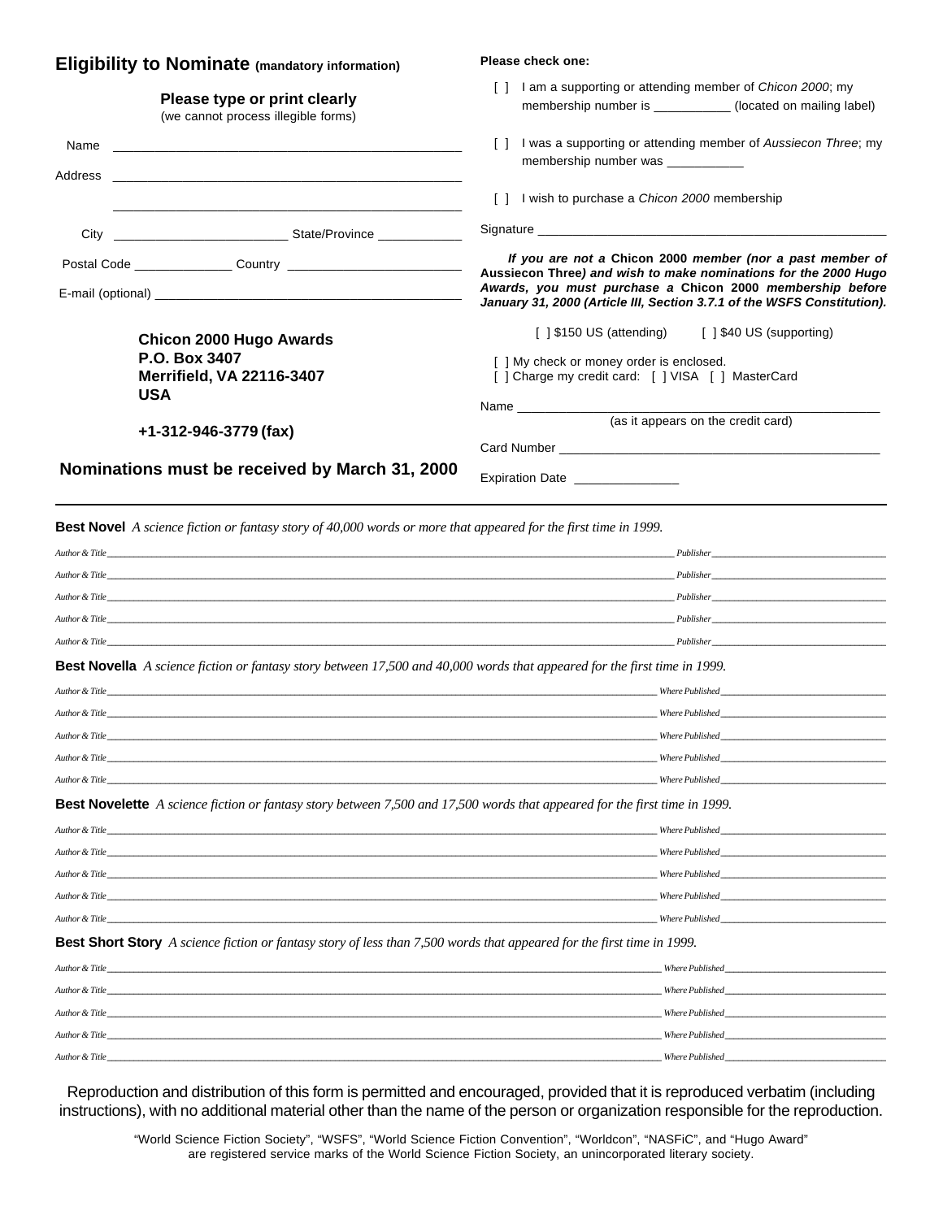## Eligibility to Nominate (mandatory information)

**Please type or print clearly**
(we cannot process illegible forms)

Name ______________________________________________

Address ______________________________________________

______________________________________________

City ________________________ State/Province ____________

Postal Code ______________ Country ________________________

E-mail (optional) ______________________________________________

**Chicon 2000 Hugo Awards**
**P.O. Box 3407**
**Merrifield, VA 22116-3407**
**USA**

**+1-312-946-3779 (fax)**

**Nominations must be received by March 31, 2000**

**Please check one:**

[ ] I am a supporting or attending member of *Chicon 2000*; my membership number is ___________ (located on mailing label)

[ ] I was a supporting or attending member of *Aussiecon Three*; my membership number was ___________

[ ] I wish to purchase a *Chicon 2000* membership

Signature ______________________________________________

***If you are not a* Chicon 2000 *member (nor a past member of* Aussiecon Three*) and wish to make nominations for the 2000 Hugo Awards, you must purchase a* Chicon 2000 *membership before January 31, 2000 (Article III, Section 3.7.1 of the WSFS Constitution).***

[ ] $150 US (attending)   [ ] $40 US (supporting)

[ ] My check or money order is enclosed.
[ ] Charge my credit card: [ ] VISA [ ] MasterCard

Name ______________________________________________
(as it appears on the credit card)

Card Number ______________________________________________

Expiration Date _______________

---

**Best Novel** *A science fiction or fantasy story of 40,000 words or more that appeared for the first time in 1999.*

*Author & Title* ______________________________________________ *Publisher* ______________________

*Author & Title* ______________________________________________ *Publisher* ______________________

*Author & Title* ______________________________________________ *Publisher* ______________________

*Author & Title* ______________________________________________ *Publisher* ______________________

*Author & Title* ______________________________________________ *Publisher* ______________________

**Best Novella** *A science fiction or fantasy story between 17,500 and 40,000 words that appeared for the first time in 1999.*

*Author & Title* ______________________________________________ *Where Published* ______________________

*Author & Title* ______________________________________________ *Where Published* ______________________

*Author & Title* ______________________________________________ *Where Published* ______________________

*Author & Title* ______________________________________________ *Where Published* ______________________

*Author & Title* ______________________________________________ *Where Published* ______________________

**Best Novelette** *A science fiction or fantasy story between 7,500 and 17,500 words that appeared for the first time in 1999.*

*Author & Title* ______________________________________________ *Where Published* ______________________

*Author & Title* ______________________________________________ *Where Published* ______________________

*Author & Title* ______________________________________________ *Where Published* ______________________

*Author & Title* ______________________________________________ *Where Published* ______________________

*Author & Title* ______________________________________________ *Where Published* ______________________

**Best Short Story** *A science fiction or fantasy story of less than 7,500 words that appeared for the first time in 1999.*

*Author & Title* ______________________________________________ *Where Published* ______________________

*Author & Title* ______________________________________________ *Where Published* ______________________

*Author & Title* ______________________________________________ *Where Published* ______________________

*Author & Title* ______________________________________________ *Where Published* ______________________

*Author & Title* ______________________________________________ *Where Published* ______________________

Reproduction and distribution of this form is permitted and encouraged, provided that it is reproduced verbatim (including instructions), with no additional material other than the name of the person or organization responsible for the reproduction.

"World Science Fiction Society", "WSFS", "World Science Fiction Convention", "Worldcon", "NASFiC", and "Hugo Award" are registered service marks of the World Science Fiction Society, an unincorporated literary society.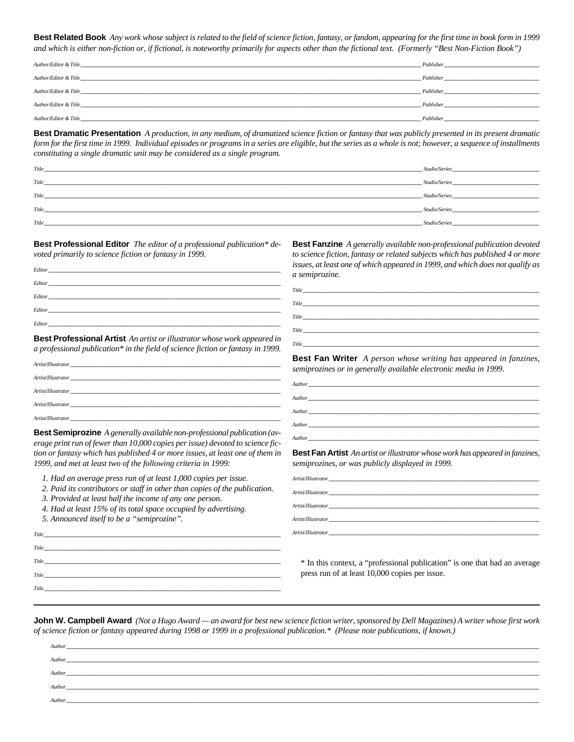**Best Related Book** *Any work whose subject is related to the field of science fiction, fantasy, or fandom, appearing for the first time in book form in 1999 and which is either non-fiction or, if fictional, is noteworthy primarily for aspects other than the fictional text. (Formerly "Best Non-Fiction Book")*

*Author/Editor & Title* ______________________ *Publisher* ______________________

*Author/Editor & Title* ______________________ *Publisher* ______________________

*Author/Editor & Title* ______________________ *Publisher* ______________________

*Author/Editor & Title* ______________________ *Publisher* ______________________

*Author/Editor & Title* ______________________ *Publisher* ______________________

**Best Dramatic Presentation** *A production, in any medium, of dramatized science fiction or fantasy that was publicly presented in its present dramatic form for the first time in 1999. Individual episodes or programs in a series are eligible, but the series as a whole is not; however, a sequence of installments constituting a single dramatic unit may be considered as a single program.*

*Title* ______________________ *Studio/Series* ______________________

*Title* ______________________ *Studio/Series* ______________________

*Title* ______________________ *Studio/Series* ______________________

*Title* ______________________ *Studio/Series* ______________________

*Title* ______________________ *Studio/Series* ______________________

**Best Professional Editor** *The editor of a professional publication\* devoted primarily to science fiction or fantasy in 1999.*

*Editor* ______________________

*Editor* ______________________

*Editor* ______________________

*Editor* ______________________

*Editor* ______________________

**Best Professional Artist** *An artist or illustrator whose work appeared in a professional publication\* in the field of science fiction or fantasy in 1999.*

*Artist/Illustrator* ______________________

*Artist/Illustrator* ______________________

*Artist/Illustrator* ______________________

*Artist/Illustrator* ______________________

*Artist/Illustrator* ______________________

**Best Semiprozine** *A generally available non-professional publication (average print run of fewer than 10,000 copies per issue) devoted to science fiction or fantasy which has published 4 or more issues, at least one of them in 1999, and met at least two of the following criteria in 1999:*

1. *Had an average press run of at least 1,000 copies per issue.*
2. *Paid its contributors or staff in other than copies of the publication.*
3. *Provided at least half the income of any one person.*
4. *Had at least 15% of its total space occupied by advertising.*
5. *Announced itself to be a "semiprozine".*

*Title* ______________________

*Title* ______________________

*Title* ______________________

*Title* ______________________

*Title* ______________________

**Best Fanzine** *A generally available non-professional publication devoted to science fiction, fantasy or related subjects which has published 4 or more issues, at least one of which appeared in 1999, and which does not qualify as a semiprozine.*

*Title* ______________________

*Title* ______________________

*Title* ______________________

*Title* ______________________

*Title* ______________________

**Best Fan Writer** *A person whose writing has appeared in fanzines, semiprozines or in generally available electronic media in 1999.*

*Author* ______________________

*Author* ______________________

*Author* ______________________

*Author* ______________________

*Author* ______________________

**Best Fan Artist** *An artist or illustrator whose work has appeared in fanzines, semiprozines, or was publicly displayed in 1999.*

*Artist/Illustrator* ______________________

*Artist/Illustrator* ______________________

*Artist/Illustrator* ______________________

*Artist/Illustrator* ______________________

*Artist/Illustrator* ______________________

\* In this context, a "professional publication" is one that had an average press run of at least 10,000 copies per issue.

---

**John W. Campbell Award** *(Not a Hugo Award — an award for best new science fiction writer, sponsored by Dell Magazines) A writer whose first work of science fiction or fantasy appeared during 1998 or 1999 in a professional publication.\* (Please note publications, if known.)*

*Author* ______________________

*Author* ______________________

*Author* ______________________

*Author* ______________________

*Author* ______________________